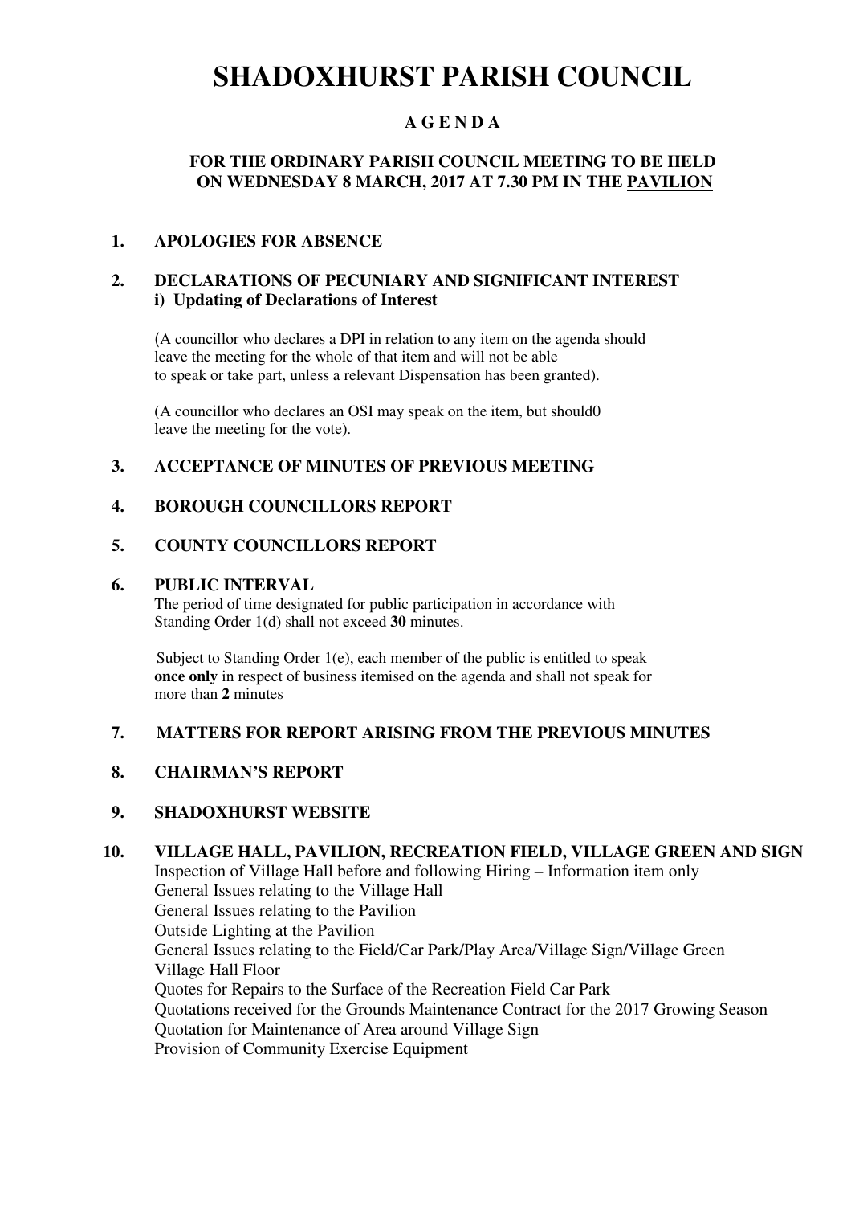# SHADOXHURST PARISH COUNCIL

**A G E N D A**

**FOR THE ORDINARY PARISH COUNCIL MEETING TO BE HELD ON WEDNESDAY 8 MARCH, 2017 AT 7.30 PM IN THE <u>PAVILION</u>**

**1. APOLOGIES FOR ABSENCE**

**2. DECLARATIONS OF PECUNIARY AND SIGNIFICANT INTEREST**
**i) Updating of Declarations of Interest**

(A councillor who declares a DPI in relation to any item on the agenda should leave the meeting for the whole of that item and will not be able to speak or take part, unless a relevant Dispensation has been granted).

(A councillor who declares an OSI may speak on the item, but should0 leave the meeting for the vote).

**3. ACCEPTANCE OF MINUTES OF PREVIOUS MEETING**

**4. BOROUGH COUNCILLORS REPORT**

**5. COUNTY COUNCILLORS REPORT**

**6. PUBLIC INTERVAL**
The period of time designated for public participation in accordance with Standing Order 1(d) shall not exceed **30** minutes.

Subject to Standing Order 1(e), each member of the public is entitled to speak **once only** in respect of business itemised on the agenda and shall not speak for more than **2** minutes

**7. MATTERS FOR REPORT ARISING FROM THE PREVIOUS MINUTES**

**8. CHAIRMAN'S REPORT**

**9. SHADOXHURST WEBSITE**

**10. VILLAGE HALL, PAVILION, RECREATION FIELD, VILLAGE GREEN AND SIGN**
Inspection of Village Hall before and following Hiring – Information item only
General Issues relating to the Village Hall
General Issues relating to the Pavilion
Outside Lighting at the Pavilion
General Issues relating to the Field/Car Park/Play Area/Village Sign/Village Green
Village Hall Floor
Quotes for Repairs to the Surface of the Recreation Field Car Park
Quotations received for the Grounds Maintenance Contract for the 2017 Growing Season
Quotation for Maintenance of Area around Village Sign
Provision of Community Exercise Equipment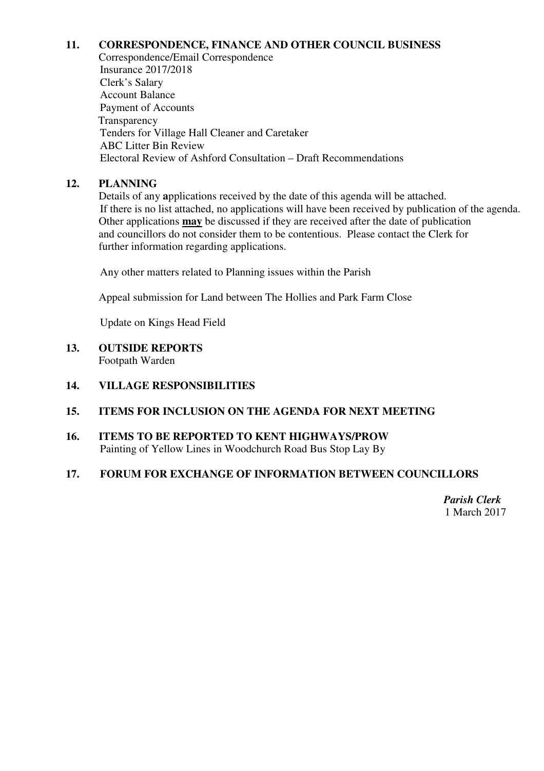## 11. CORRESPONDENCE, FINANCE AND OTHER COUNCIL BUSINESS

Correspondence/Email Correspondence
Insurance 2017/2018
Clerk's Salary
Account Balance
Payment of Accounts
Transparency
Tenders for Village Hall Cleaner and Caretaker
ABC Litter Bin Review
Electoral Review of Ashford Consultation – Draft Recommendations

## 12. PLANNING

Details of any **a**pplications received by the date of this agenda will be attached.
If there is no list attached, no applications will have been received by publication of the agenda.
Other applications **<u>may</u>** be discussed if they are received after the date of publication and councillors do not consider them to be contentious. Please contact the Clerk for further information regarding applications.

Any other matters related to Planning issues within the Parish

Appeal submission for Land between The Hollies and Park Farm Close

Update on Kings Head Field

## 13. OUTSIDE REPORTS

Footpath Warden

## 14. VILLAGE RESPONSIBILITIES

## 15. ITEMS FOR INCLUSION ON THE AGENDA FOR NEXT MEETING

## 16. ITEMS TO BE REPORTED TO KENT HIGHWAYS/PROW

Painting of Yellow Lines in Woodchurch Road Bus Stop Lay By

## 17. FORUM FOR EXCHANGE OF INFORMATION BETWEEN COUNCILLORS

***Parish Clerk***
1 March 2017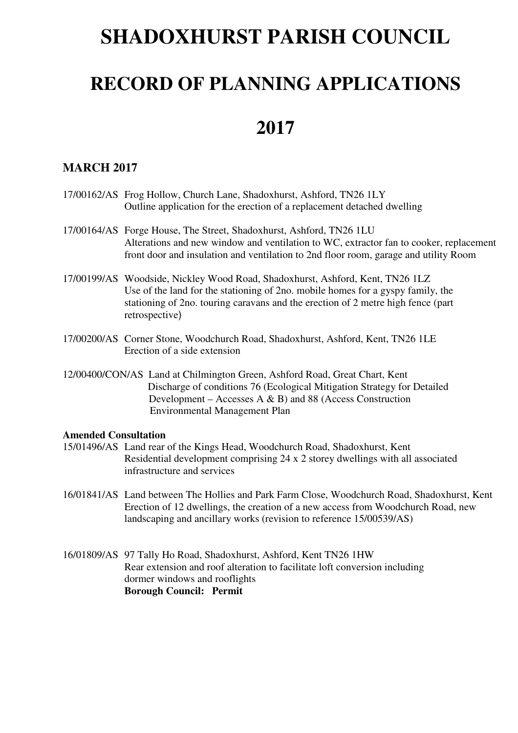# SHADOXHURST PARISH COUNCIL

# RECORD OF PLANNING APPLICATIONS

# 2017

## MARCH 2017

17/00162/AS Frog Hollow, Church Lane, Shadoxhurst, Ashford, TN26 1LY
Outline application for the erection of a replacement detached dwelling

17/00164/AS Forge House, The Street, Shadoxhurst, Ashford, TN26 1LU
Alterations and new window and ventilation to WC, extractor fan to cooker, replacement front door and insulation and ventilation to 2nd floor room, garage and utility Room

17/00199/AS Woodside, Nickley Wood Road, Shadoxhurst, Ashford, Kent, TN26 1LZ
Use of the land for the stationing of 2no. mobile homes for a gyspy family, the stationing of 2no. touring caravans and the erection of 2 metre high fence (part retrospective)

17/00200/AS Corner Stone, Woodchurch Road, Shadoxhurst, Ashford, Kent, TN26 1LE
Erection of a side extension

12/00400/CON/AS Land at Chilmington Green, Ashford Road, Great Chart, Kent
Discharge of conditions 76 (Ecological Mitigation Strategy for Detailed Development – Accesses A & B) and 88 (Access Construction Environmental Management Plan

**Amended Consultation**

15/01496/AS Land rear of the Kings Head, Woodchurch Road, Shadoxhurst, Kent
Residential development comprising 24 x 2 storey dwellings with all associated infrastructure and services

16/01841/AS Land between The Hollies and Park Farm Close, Woodchurch Road, Shadoxhurst, Kent
Erection of 12 dwellings, the creation of a new access from Woodchurch Road, new landscaping and ancillary works (revision to reference 15/00539/AS)

16/01809/AS 97 Tally Ho Road, Shadoxhurst, Ashford, Kent TN26 1HW
Rear extension and roof alteration to facilitate loft conversion including dormer windows and rooflights
**Borough Council: Permit**